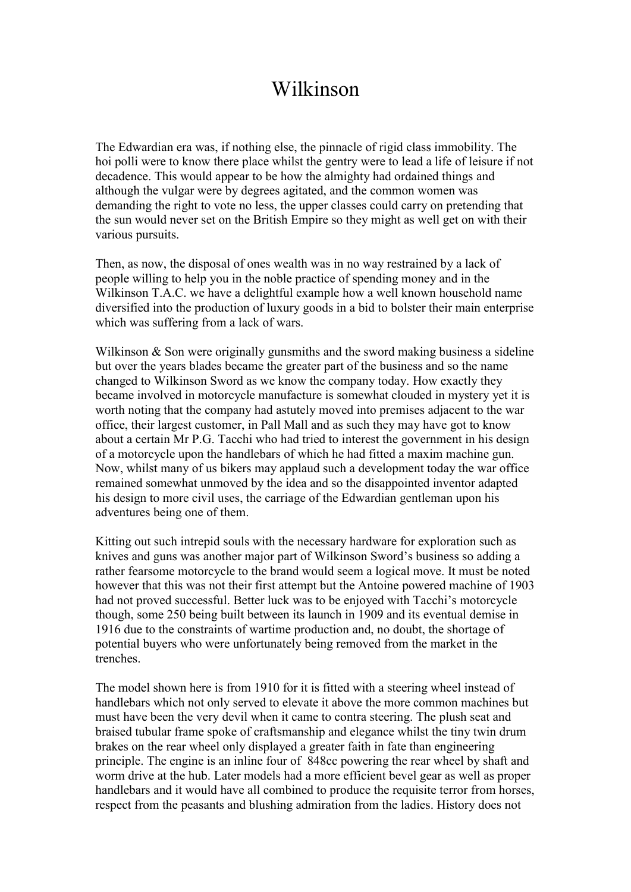# Wilkinson

The Edwardian era was, if nothing else, the pinnacle of rigid class immobility. The hoi polli were to know there place whilst the gentry were to lead a life of leisure if not decadence. This would appear to be how the almighty had ordained things and although the vulgar were by degrees agitated, and the common women was demanding the right to vote no less, the upper classes could carry on pretending that the sun would never set on the British Empire so they might as well get on with their various pursuits.

Then, as now, the disposal of ones wealth was in no way restrained by a lack of people willing to help you in the noble practice of spending money and in the Wilkinson T.A.C. we have a delightful example how a well known household name diversified into the production of luxury goods in a bid to bolster their main enterprise which was suffering from a lack of wars.

Wilkinson & Son were originally gunsmiths and the sword making business a sideline but over the years blades became the greater part of the business and so the name changed to Wilkinson Sword as we know the company today. How exactly they became involved in motorcycle manufacture is somewhat clouded in mystery yet it is worth noting that the company had astutely moved into premises adjacent to the war office, their largest customer, in Pall Mall and as such they may have got to know about a certain Mr P.G. Tacchi who had tried to interest the government in his design of a motorcycle upon the handlebars of which he had fitted a maxim machine gun. Now, whilst many of us bikers may applaud such a development today the war office remained somewhat unmoved by the idea and so the disappointed inventor adapted his design to more civil uses, the carriage of the Edwardian gentleman upon his adventures being one of them.

Kitting out such intrepid souls with the necessary hardware for exploration such as knives and guns was another major part of Wilkinson Sword's business so adding a rather fearsome motorcycle to the brand would seem a logical move. It must be noted however that this was not their first attempt but the Antoine powered machine of 1903 had not proved successful. Better luck was to be enjoyed with Tacchi's motorcycle though, some 250 being built between its launch in 1909 and its eventual demise in 1916 due to the constraints of wartime production and, no doubt, the shortage of potential buyers who were unfortunately being removed from the market in the trenches.

The model shown here is from 1910 for it is fitted with a steering wheel instead of handlebars which not only served to elevate it above the more common machines but must have been the very devil when it came to contra steering. The plush seat and braised tubular frame spoke of craftsmanship and elegance whilst the tiny twin drum brakes on the rear wheel only displayed a greater faith in fate than engineering principle. The engine is an inline four of 848cc powering the rear wheel by shaft and worm drive at the hub. Later models had a more efficient bevel gear as well as proper handlebars and it would have all combined to produce the requisite terror from horses, respect from the peasants and blushing admiration from the ladies. History does not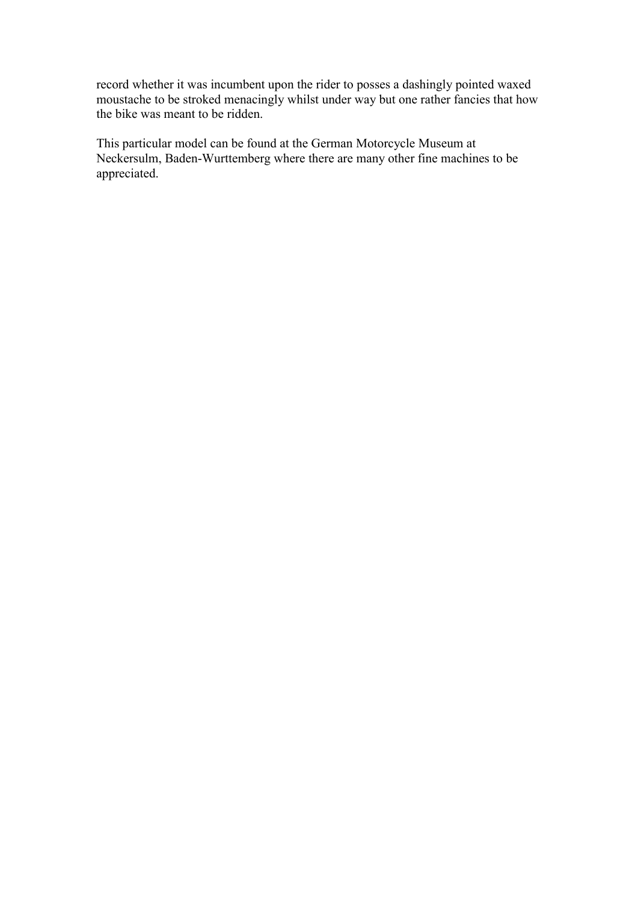record whether it was incumbent upon the rider to posses a dashingly pointed waxed moustache to be stroked menacingly whilst under way but one rather fancies that how the bike was meant to be ridden.

This particular model can be found at the German Motorcycle Museum at Neckersulm, Baden-Wurttemberg where there are many other fine machines to be appreciated.